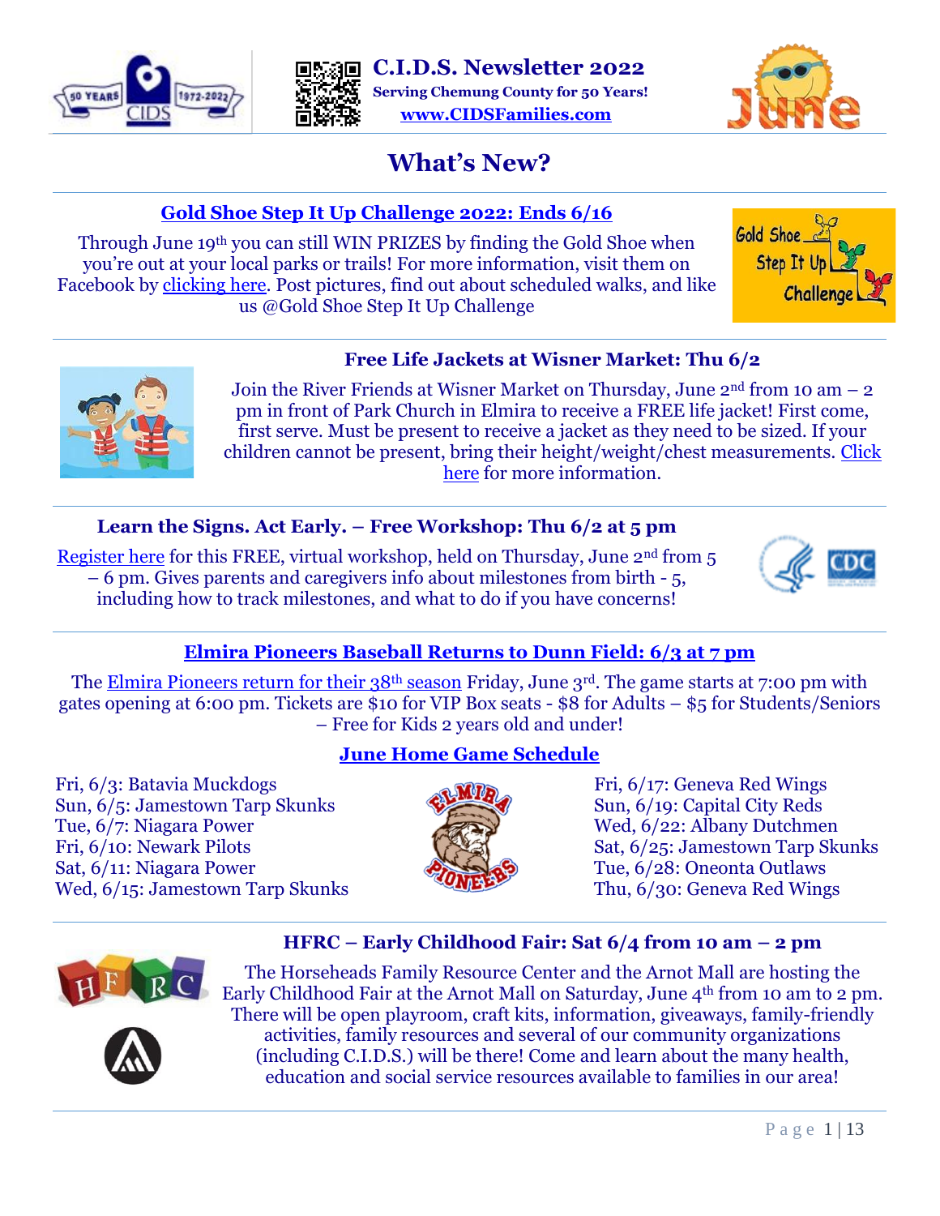# C.I.D.S. Newsletter 2022

**Serving Chemung County for 50 Years!**

**www.CIDSFamilies.com**

## What's New?

### Gold Shoe Step It Up Challenge 2022: Ends 6/16

Through June 19th you can still WIN PRIZES by finding the Gold Shoe when you're out at your local parks or trails! For more information, visit them on Facebook by clicking here. Post pictures, find out about scheduled walks, and like us @Gold Shoe Step It Up Challenge

### Free Life Jackets at Wisner Market: Thu 6/2

Join the River Friends at Wisner Market on Thursday, June 2nd from 10 am – 2 pm in front of Park Church in Elmira to receive a FREE life jacket! First come, first serve. Must be present to receive a jacket as they need to be sized. If your children cannot be present, bring their height/weight/chest measurements. Click here for more information.

### Learn the Signs. Act Early. – Free Workshop: Thu 6/2 at 5 pm

Register here for this FREE, virtual workshop, held on Thursday, June 2nd from 5 – 6 pm. Gives parents and caregivers info about milestones from birth - 5, including how to track milestones, and what to do if you have concerns!

### Elmira Pioneers Baseball Returns to Dunn Field: 6/3 at 7 pm

The Elmira Pioneers return for their 38th season Friday, June 3rd. The game starts at 7:00 pm with gates opening at 6:00 pm. Tickets are $10 for VIP Box seats - $8 for Adults – $5 for Students/Seniors – Free for Kids 2 years old and under!

#### June Home Game Schedule

- Fri, 6/3: Batavia Muckdogs
- Sun, 6/5: Jamestown Tarp Skunks
- Tue, 6/7: Niagara Power
- Fri, 6/10: Newark Pilots
- Sat, 6/11: Niagara Power
- Wed, 6/15: Jamestown Tarp Skunks
- Fri, 6/17: Geneva Red Wings
- Sun, 6/19: Capital City Reds
- Wed, 6/22: Albany Dutchmen
- Sat, 6/25: Jamestown Tarp Skunks
- Tue, 6/28: Oneonta Outlaws
- Thu, 6/30: Geneva Red Wings

### HFRC – Early Childhood Fair: Sat 6/4 from 10 am – 2 pm

The Horseheads Family Resource Center and the Arnot Mall are hosting the Early Childhood Fair at the Arnot Mall on Saturday, June 4th from 10 am to 2 pm. There will be open playroom, craft kits, information, giveaways, family-friendly activities, family resources and several of our community organizations (including C.I.D.S.) will be there! Come and learn about the many health, education and social service resources available to families in our area!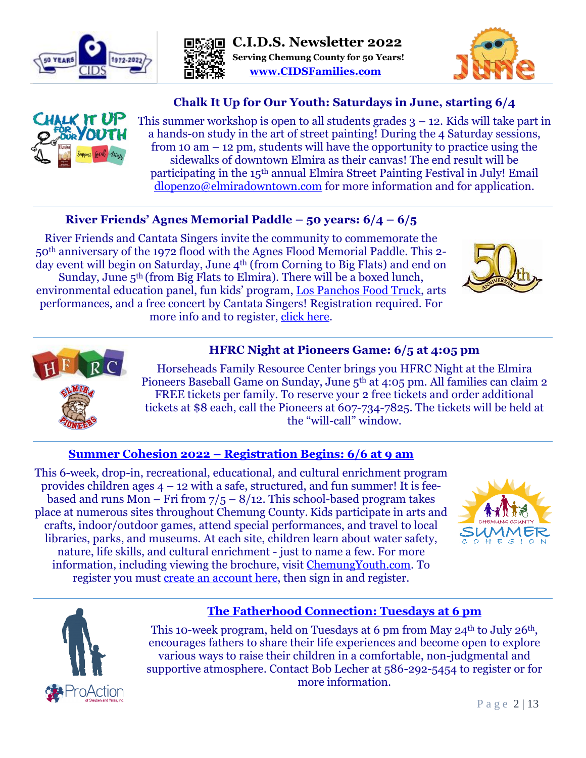# C.I.D.S. Newsletter 2022

**Serving Chemung County for 50 Years!**

**www.CIDSFamilies.com**

## Chalk It Up for Our Youth: Saturdays in June, starting 6/4

This summer workshop is open to all students grades 3 – 12. Kids will take part in a hands-on study in the art of street painting! During the 4 Saturday sessions, from 10 am – 12 pm, students will have the opportunity to practice using the sidewalks of downtown Elmira as their canvas! The end result will be participating in the 15th annual Elmira Street Painting Festival in July! Email dlopenzo@elmiradowntown.com for more information and for application.

---

## River Friends' Agnes Memorial Paddle – 50 years: 6/4 – 6/5

River Friends and Cantata Singers invite the community to commemorate the 50th anniversary of the 1972 flood with the Agnes Flood Memorial Paddle. This 2-day event will begin on Saturday, June 4th (from Corning to Big Flats) and end on Sunday, June 5th (from Big Flats to Elmira). There will be a boxed lunch, environmental education panel, fun kids' program, Los Panchos Food Truck, arts performances, and a free concert by Cantata Singers! Registration required. For more info and to register, click here.

---

## HFRC Night at Pioneers Game: 6/5 at 4:05 pm

Horseheads Family Resource Center brings you HFRC Night at the Elmira Pioneers Baseball Game on Sunday, June 5th at 4:05 pm. All families can claim 2 FREE tickets per family. To reserve your 2 free tickets and order additional tickets at $8 each, call the Pioneers at 607-734-7825. The tickets will be held at the "will-call" window.

---

## Summer Cohesion 2022 – Registration Begins: 6/6 at 9 am

This 6-week, drop-in, recreational, educational, and cultural enrichment program provides children ages 4 – 12 with a safe, structured, and fun summer! It is fee-based and runs Mon – Fri from 7/5 – 8/12. This school-based program takes place at numerous sites throughout Chemung County. Kids participate in arts and crafts, indoor/outdoor games, attend special performances, and travel to local libraries, parks, and museums. At each site, children learn about water safety, nature, life skills, and cultural enrichment - just to name a few. For more information, including viewing the brochure, visit ChemungYouth.com. To register you must create an account here, then sign in and register.

---

## The Fatherhood Connection: Tuesdays at 6 pm

This 10-week program, held on Tuesdays at 6 pm from May 24th to July 26th, encourages fathers to share their life experiences and become open to explore various ways to raise their children in a comfortable, non-judgmental and supportive atmosphere. Contact Bob Lecher at 586-292-5454 to register or for more information.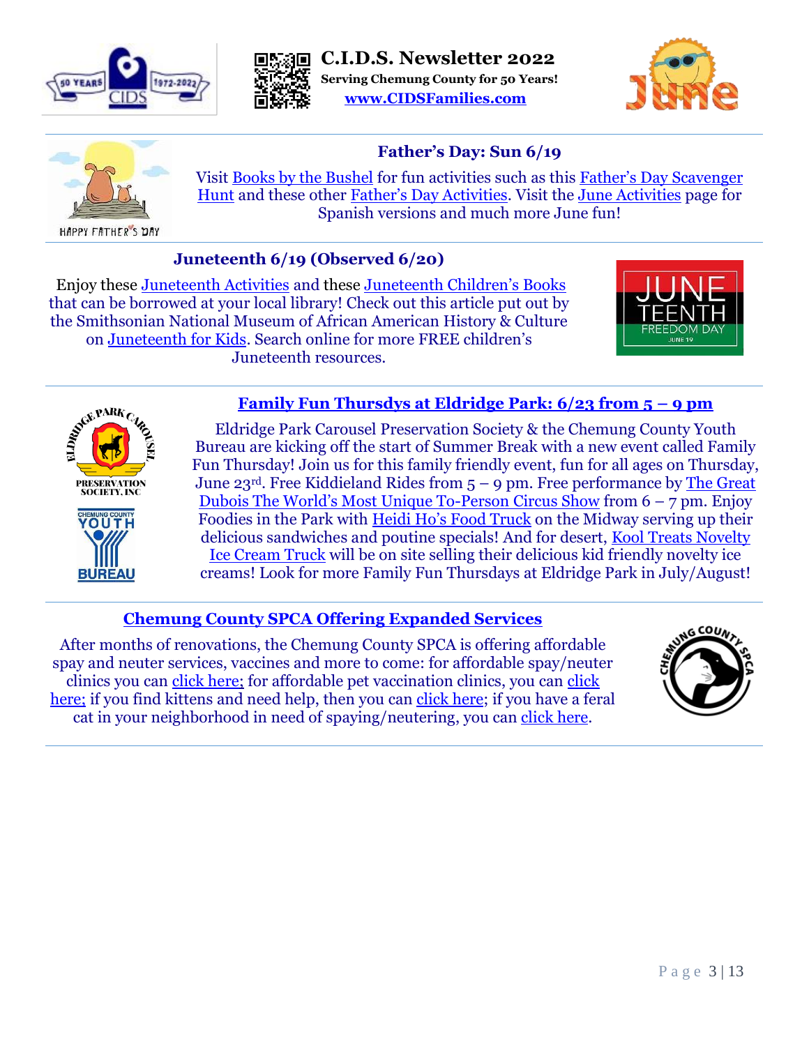**C.I.D.S. Newsletter 2022**

**Serving Chemung County for 50 Years!**

**www.CIDSFamilies.com**

## Father's Day: Sun 6/19

Visit Books by the Bushel for fun activities such as this Father's Day Scavenger Hunt and these other Father's Day Activities. Visit the June Activities page for Spanish versions and much more June fun!

## Juneteenth 6/19 (Observed 6/20)

Enjoy these Juneteenth Activities and these Juneteenth Children's Books that can be borrowed at your local library! Check out this article put out by the Smithsonian National Museum of African American History & Culture on Juneteenth for Kids. Search online for more FREE children's Juneteenth resources.

## Family Fun Thursdys at Eldridge Park: 6/23 from 5 – 9 pm

Eldridge Park Carousel Preservation Society & the Chemung County Youth Bureau are kicking off the start of Summer Break with a new event called Family Fun Thursday! Join us for this family friendly event, fun for all ages on Thursday, June 23rd. Free Kiddieland Rides from 5 – 9 pm. Free performance by The Great Dubois The World's Most Unique To-Person Circus Show from 6 – 7 pm. Enjoy Foodies in the Park with Heidi Ho's Food Truck on the Midway serving up their delicious sandwiches and poutine specials! And for desert, Kool Treats Novelty Ice Cream Truck will be on site selling their delicious kid friendly novelty ice creams! Look for more Family Fun Thursdays at Eldridge Park in July/August!

## Chemung County SPCA Offering Expanded Services

After months of renovations, the Chemung County SPCA is offering affordable spay and neuter services, vaccines and more to come: for affordable spay/neuter clinics you can click here; for affordable pet vaccination clinics, you can click here; if you find kittens and need help, then you can click here; if you have a feral cat in your neighborhood in need of spaying/neutering, you can click here.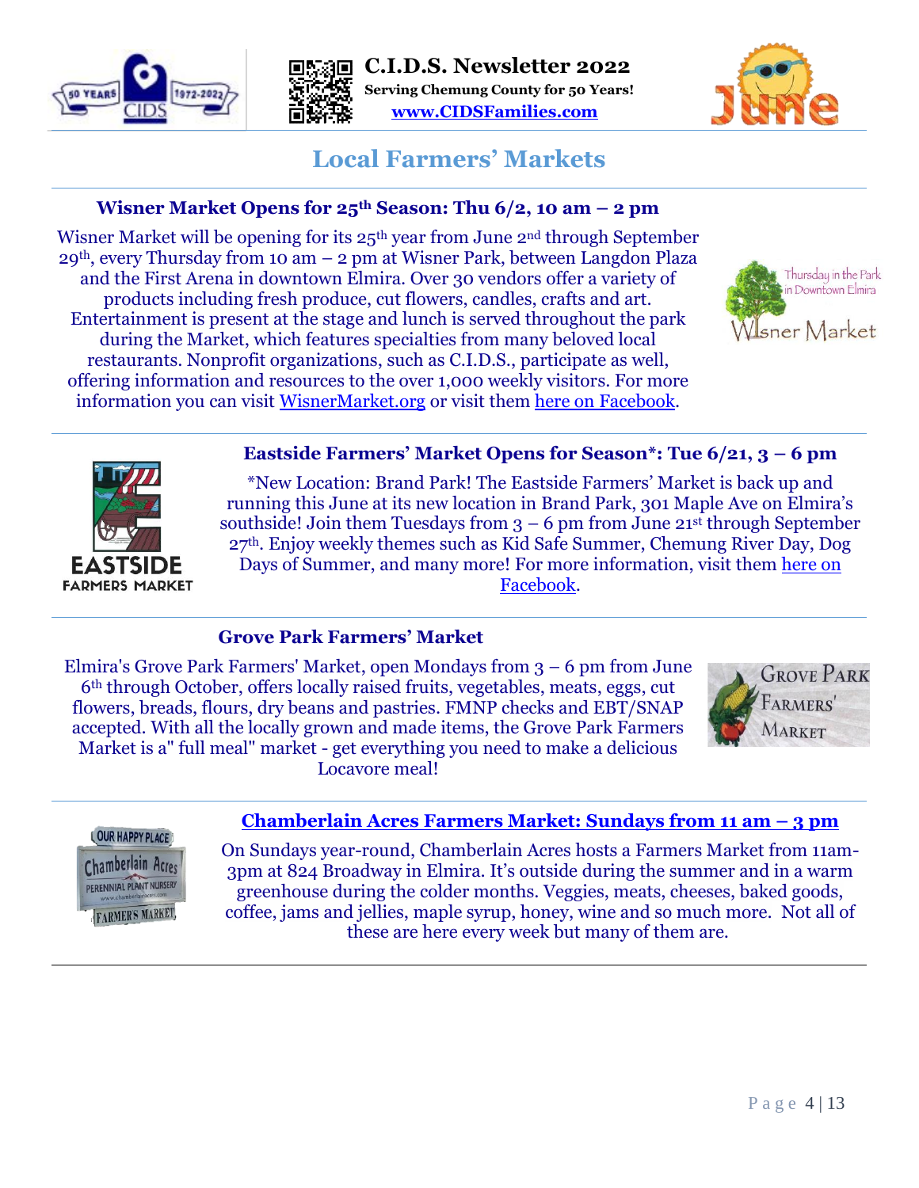# Local Farmers' Markets

## Wisner Market Opens for 25th Season: Thu 6/2, 10 am – 2 pm

Wisner Market will be opening for its 25th year from June 2nd through September 29th, every Thursday from 10 am – 2 pm at Wisner Park, between Langdon Plaza and the First Arena in downtown Elmira. Over 30 vendors offer a variety of products including fresh produce, cut flowers, candles, crafts and art. Entertainment is present at the stage and lunch is served throughout the park during the Market, which features specialties from many beloved local restaurants. Nonprofit organizations, such as C.I.D.S., participate as well, offering information and resources to the over 1,000 weekly visitors. For more information you can visit WisnerMarket.org or visit them here on Facebook.

## Eastside Farmers' Market Opens for Season*: Tue 6/21, 3 – 6 pm

*New Location: Brand Park! The Eastside Farmers' Market is back up and running this June at its new location in Brand Park, 301 Maple Ave on Elmira's southside! Join them Tuesdays from 3 – 6 pm from June 21st through September 27th. Enjoy weekly themes such as Kid Safe Summer, Chemung River Day, Dog Days of Summer, and many more! For more information, visit them here on Facebook.

## Grove Park Farmers' Market

Elmira's Grove Park Farmers' Market, open Mondays from 3 – 6 pm from June 6th through October, offers locally raised fruits, vegetables, meats, eggs, cut flowers, breads, flours, dry beans and pastries. FMNP checks and EBT/SNAP accepted. With all the locally grown and made items, the Grove Park Farmers Market is a" full meal" market - get everything you need to make a delicious Locavore meal!

## Chamberlain Acres Farmers Market: Sundays from 11 am – 3 pm

On Sundays year-round, Chamberlain Acres hosts a Farmers Market from 11am-3pm at 824 Broadway in Elmira. It's outside during the summer and in a warm greenhouse during the colder months. Veggies, meats, cheeses, baked goods, coffee, jams and jellies, maple syrup, honey, wine and so much more. Not all of these are here every week but many of them are.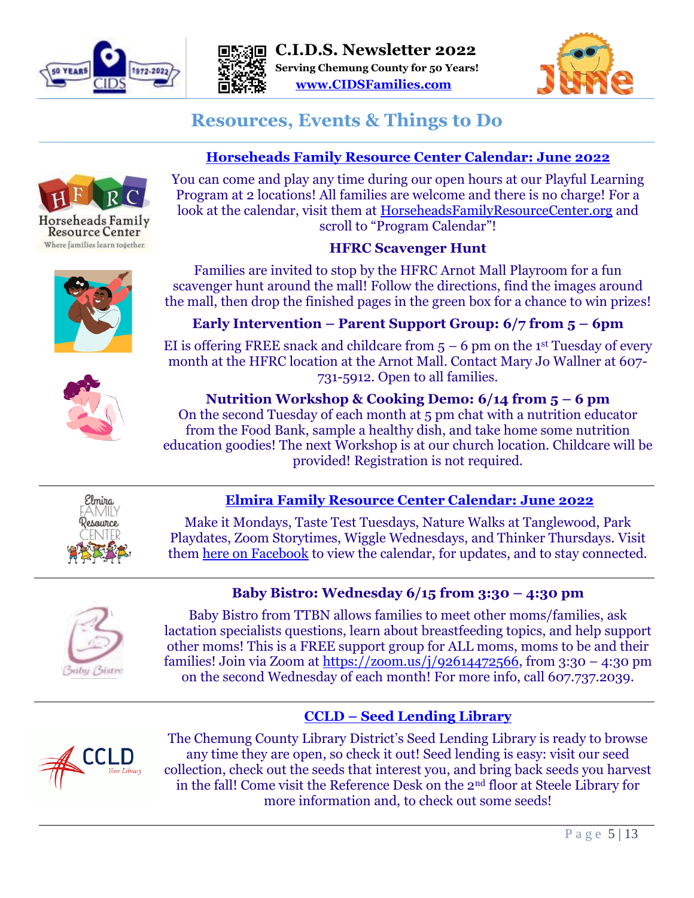# Resources, Events & Things to Do

## Horseheads Family Resource Center Calendar: June 2022

You can come and play any time during our open hours at our Playful Learning Program at 2 locations! All families are welcome and there is no charge! For a look at the calendar, visit them at HorseheadsFamilyResourceCenter.org and scroll to "Program Calendar"!

### HFRC Scavenger Hunt

Families are invited to stop by the HFRC Arnot Mall Playroom for a fun scavenger hunt around the mall! Follow the directions, find the images around the mall, then drop the finished pages in the green box for a chance to win prizes!

### Early Intervention – Parent Support Group: 6/7 from 5 – 6pm

EI is offering FREE snack and childcare from 5 – 6 pm on the 1st Tuesday of every month at the HFRC location at the Arnot Mall. Contact Mary Jo Wallner at 607-731-5912. Open to all families.

### Nutrition Workshop & Cooking Demo: 6/14 from 5 – 6 pm

On the second Tuesday of each month at 5 pm chat with a nutrition educator from the Food Bank, sample a healthy dish, and take home some nutrition education goodies! The next Workshop is at our church location. Childcare will be provided! Registration is not required.

---

## Elmira Family Resource Center Calendar: June 2022

Make it Mondays, Taste Test Tuesdays, Nature Walks at Tanglewood, Park Playdates, Zoom Storytimes, Wiggle Wednesdays, and Thinker Thursdays. Visit them here on Facebook to view the calendar, for updates, and to stay connected.

---

## Baby Bistro: Wednesday 6/15 from 3:30 – 4:30 pm

Baby Bistro from TTBN allows families to meet other moms/families, ask lactation specialists questions, learn about breastfeeding topics, and help support other moms! This is a FREE support group for ALL moms, moms to be and their families! Join via Zoom at https://zoom.us/j/92614472566, from 3:30 – 4:30 pm on the second Wednesday of each month! For more info, call 607.737.2039.

---

## CCLD – Seed Lending Library

The Chemung County Library District's Seed Lending Library is ready to browse any time they are open, so check it out! Seed lending is easy: visit our seed collection, check out the seeds that interest you, and bring back seeds you harvest in the fall! Come visit the Reference Desk on the 2nd floor at Steele Library for more information and, to check out some seeds!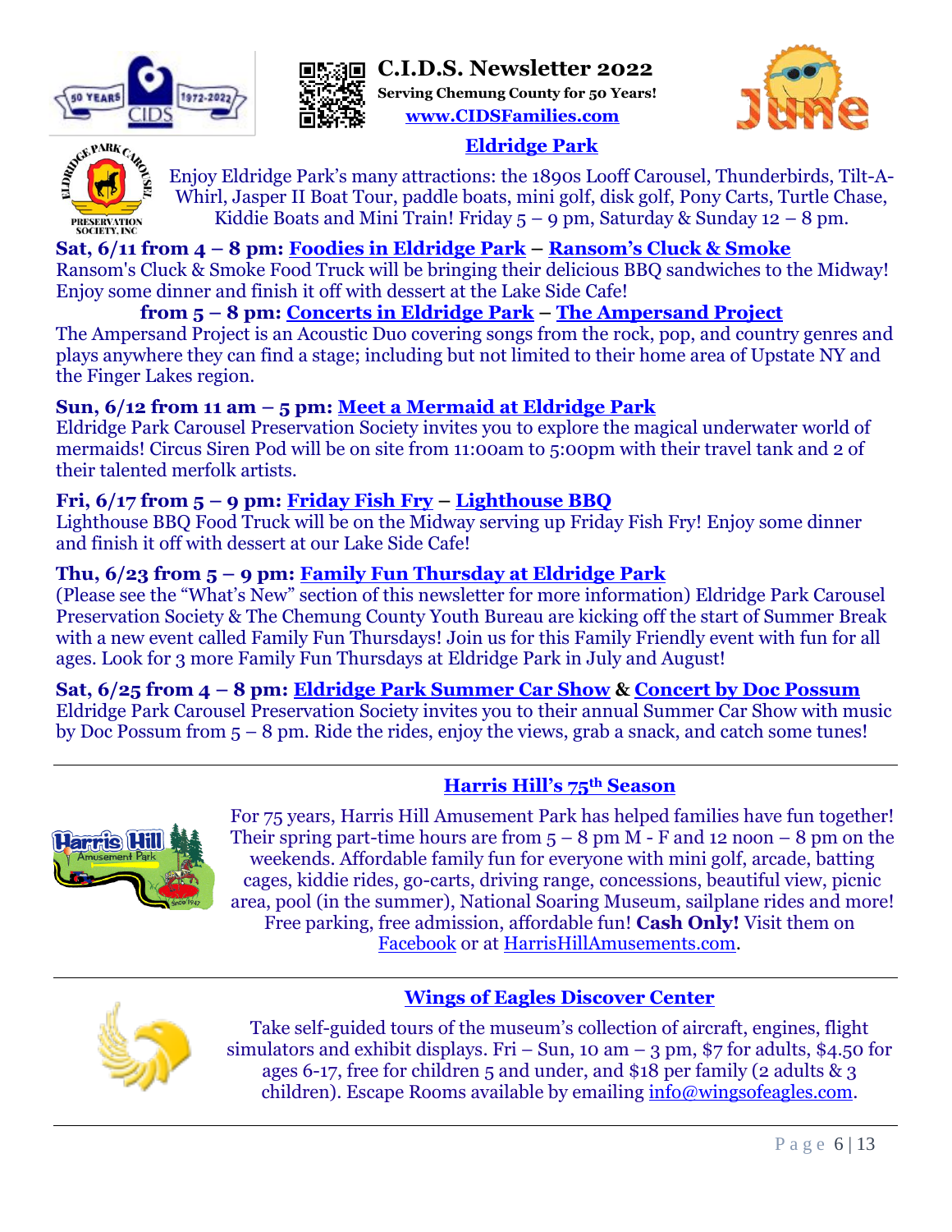# C.I.D.S. Newsletter 2022

**Serving Chemung County for 50 Years!**

**www.CIDSFamilies.com**

## Eldridge Park

Enjoy Eldridge Park's many attractions: the 1890s Looff Carousel, Thunderbirds, Tilt-A-Whirl, Jasper II Boat Tour, paddle boats, mini golf, disk golf, Pony Carts, Turtle Chase, Kiddie Boats and Mini Train! Friday 5 – 9 pm, Saturday & Sunday 12 – 8 pm.

**Sat, 6/11 from 4 – 8 pm: Foodies in Eldridge Park – Ransom's Cluck & Smoke**
Ransom's Cluck & Smoke Food Truck will be bringing their delicious BBQ sandwiches to the Midway! Enjoy some dinner and finish it off with dessert at the Lake Side Cafe!

**from 5 – 8 pm: Concerts in Eldridge Park – The Ampersand Project**
The Ampersand Project is an Acoustic Duo covering songs from the rock, pop, and country genres and plays anywhere they can find a stage; including but not limited to their home area of Upstate NY and the Finger Lakes region.

**Sun, 6/12 from 11 am – 5 pm: Meet a Mermaid at Eldridge Park**
Eldridge Park Carousel Preservation Society invites you to explore the magical underwater world of mermaids! Circus Siren Pod will be on site from 11:00am to 5:00pm with their travel tank and 2 of their talented merfolk artists.

**Fri, 6/17 from 5 – 9 pm: Friday Fish Fry – Lighthouse BBQ**
Lighthouse BBQ Food Truck will be on the Midway serving up Friday Fish Fry! Enjoy some dinner and finish it off with dessert at our Lake Side Cafe!

**Thu, 6/23 from 5 – 9 pm: Family Fun Thursday at Eldridge Park**
(Please see the "What's New" section of this newsletter for more information) Eldridge Park Carousel Preservation Society & The Chemung County Youth Bureau are kicking off the start of Summer Break with a new event called Family Fun Thursdays! Join us for this Family Friendly event with fun for all ages. Look for 3 more Family Fun Thursdays at Eldridge Park in July and August!

**Sat, 6/25 from 4 – 8 pm: Eldridge Park Summer Car Show & Concert by Doc Possum**
Eldridge Park Carousel Preservation Society invites you to their annual Summer Car Show with music by Doc Possum from 5 – 8 pm. Ride the rides, enjoy the views, grab a snack, and catch some tunes!

---

## Harris Hill's 75th Season

For 75 years, Harris Hill Amusement Park has helped families have fun together! Their spring part-time hours are from 5 – 8 pm M - F and 12 noon – 8 pm on the weekends. Affordable family fun for everyone with mini golf, arcade, batting cages, kiddie rides, go-carts, driving range, concessions, beautiful view, picnic area, pool (in the summer), National Soaring Museum, sailplane rides and more! Free parking, free admission, affordable fun! **Cash Only!** Visit them on Facebook or at HarrisHillAmusements.com.

---

## Wings of Eagles Discover Center

Take self-guided tours of the museum's collection of aircraft, engines, flight simulators and exhibit displays. Fri – Sun, 10 am – 3 pm, $7 for adults, $4.50 for ages 6-17, free for children 5 and under, and $18 per family (2 adults & 3 children). Escape Rooms available by emailing info@wingsofeagles.com.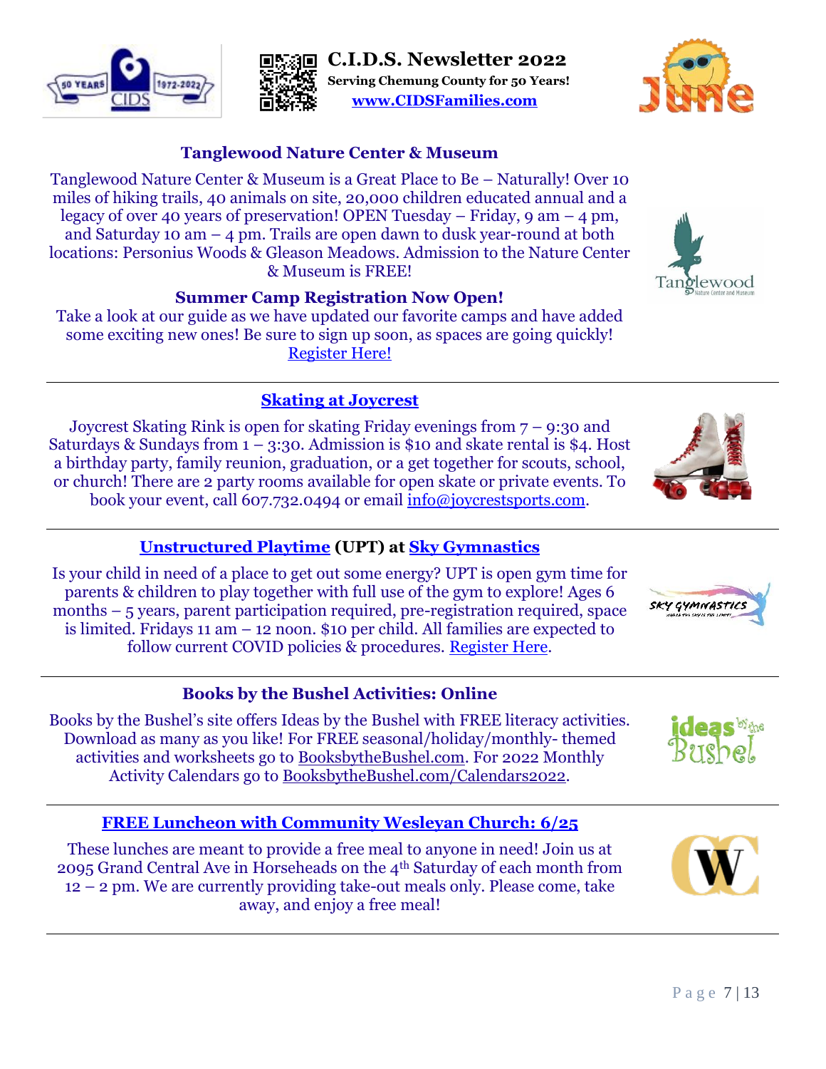**C.I.D.S. Newsletter 2022**

**Serving Chemung County for 50 Years!**

**www.CIDSFamilies.com**

## Tanglewood Nature Center & Museum

Tanglewood Nature Center & Museum is a Great Place to Be – Naturally! Over 10 miles of hiking trails, 40 animals on site, 20,000 children educated annual and a legacy of over 40 years of preservation! OPEN Tuesday – Friday, 9 am – 4 pm, and Saturday 10 am – 4 pm. Trails are open dawn to dusk year-round at both locations: Personius Woods & Gleason Meadows. Admission to the Nature Center & Museum is FREE!

### Summer Camp Registration Now Open!

Take a look at our guide as we have updated our favorite camps and have added some exciting new ones! Be sure to sign up soon, as spaces are going quickly! Register Here!

---

## Skating at Joycrest

Joycrest Skating Rink is open for skating Friday evenings from 7 – 9:30 and Saturdays & Sundays from 1 – 3:30. Admission is $10 and skate rental is $4. Host a birthday party, family reunion, graduation, or a get together for scouts, school, or church! There are 2 party rooms available for open skate or private events. To book your event, call 607.732.0494 or email info@joycrestsports.com.

---

## Unstructured Playtime (UPT) at Sky Gymnastics

Is your child in need of a place to get out some energy? UPT is open gym time for parents & children to play together with full use of the gym to explore! Ages 6 months – 5 years, parent participation required, pre-registration required, space is limited. Fridays 11 am – 12 noon. $10 per child. All families are expected to follow current COVID policies & procedures. Register Here.

---

## Books by the Bushel Activities: Online

Books by the Bushel's site offers Ideas by the Bushel with FREE literacy activities. Download as many as you like! For FREE seasonal/holiday/monthly- themed activities and worksheets go to BooksbytheBushel.com. For 2022 Monthly Activity Calendars go to BooksbytheBushel.com/Calendars2022.

---

## FREE Luncheon with Community Wesleyan Church: 6/25

These lunches are meant to provide a free meal to anyone in need! Join us at 2095 Grand Central Ave in Horseheads on the 4th Saturday of each month from 12 – 2 pm. We are currently providing take-out meals only. Please come, take away, and enjoy a free meal!

---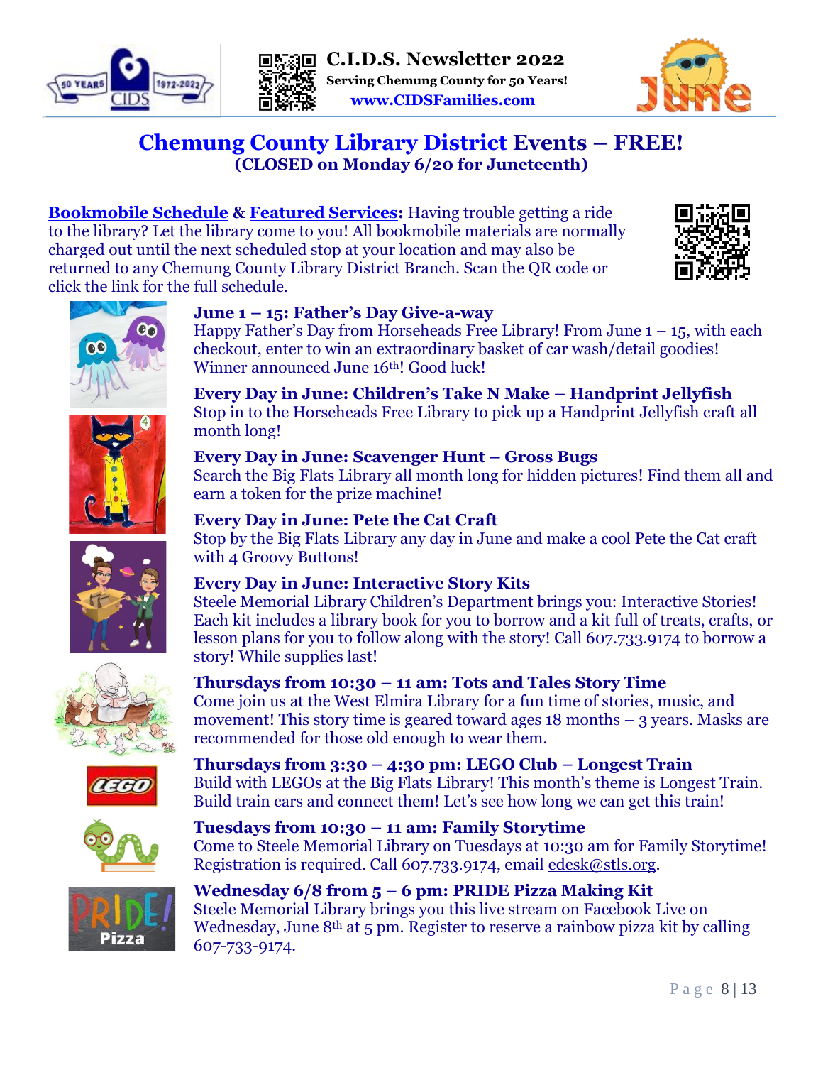C.I.D.S. Newsletter 2022
Serving Chemung County for 50 Years!
www.CIDSFamilies.com

# Chemung County Library District Events – FREE!
**(CLOSED on Monday 6/20 for Juneteenth)**

**Bookmobile Schedule & Featured Services:** Having trouble getting a ride to the library? Let the library come to you! All bookmobile materials are normally charged out until the next scheduled stop at your location and may also be returned to any Chemung County Library District Branch. Scan the QR code or click the link for the full schedule.

**June 1 – 15: Father's Day Give-a-way**
Happy Father's Day from Horseheads Free Library! From June 1 – 15, with each checkout, enter to win an extraordinary basket of car wash/detail goodies! Winner announced June 16th! Good luck!

**Every Day in June: Children's Take N Make – Handprint Jellyfish**
Stop in to the Horseheads Free Library to pick up a Handprint Jellyfish craft all month long!

**Every Day in June: Scavenger Hunt – Gross Bugs**
Search the Big Flats Library all month long for hidden pictures! Find them all and earn a token for the prize machine!

**Every Day in June: Pete the Cat Craft**
Stop by the Big Flats Library any day in June and make a cool Pete the Cat craft with 4 Groovy Buttons!

**Every Day in June: Interactive Story Kits**
Steele Memorial Library Children's Department brings you: Interactive Stories! Each kit includes a library book for you to borrow and a kit full of treats, crafts, or lesson plans for you to follow along with the story! Call 607.733.9174 to borrow a story! While supplies last!

**Thursdays from 10:30 – 11 am: Tots and Tales Story Time**
Come join us at the West Elmira Library for a fun time of stories, music, and movement! This story time is geared toward ages 18 months – 3 years. Masks are recommended for those old enough to wear them.

**Thursdays from 3:30 – 4:30 pm: LEGO Club – Longest Train**
Build with LEGOs at the Big Flats Library! This month's theme is Longest Train. Build train cars and connect them! Let's see how long we can get this train!

**Tuesdays from 10:30 – 11 am: Family Storytime**
Come to Steele Memorial Library on Tuesdays at 10:30 am for Family Storytime! Registration is required. Call 607.733.9174, email edesk@stls.org.

**Wednesday 6/8 from 5 – 6 pm: PRIDE Pizza Making Kit**
Steele Memorial Library brings you this live stream on Facebook Live on Wednesday, June 8th at 5 pm. Register to reserve a rainbow pizza kit by calling 607-733-9174.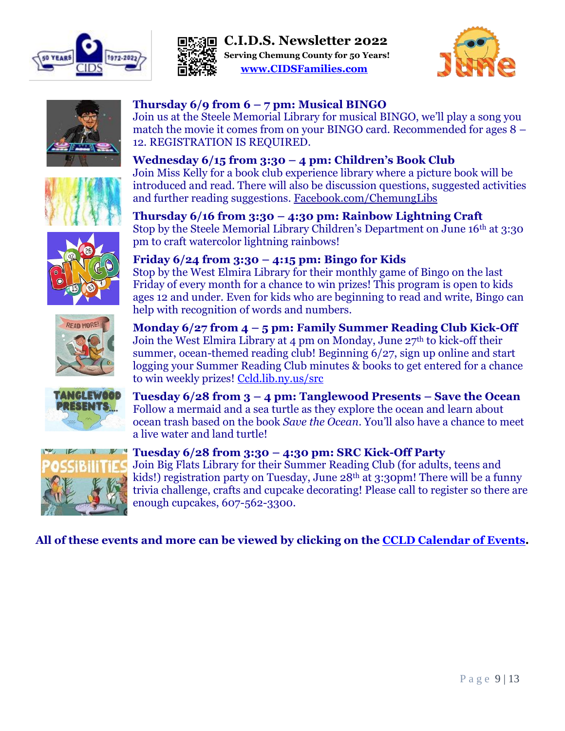# C.I.D.S. Newsletter 2022

**Serving Chemung County for 50 Years!**

**www.CIDSFamilies.com**

### Thursday 6/9 from 6 – 7 pm: Musical BINGO

Join us at the Steele Memorial Library for musical BINGO, we'll play a song you match the movie it comes from on your BINGO card. Recommended for ages 8 – 12. REGISTRATION IS REQUIRED.

### Wednesday 6/15 from 3:30 – 4 pm: Children's Book Club

Join Miss Kelly for a book club experience library where a picture book will be introduced and read. There will also be discussion questions, suggested activities and further reading suggestions. Facebook.com/ChemungLibs

### Thursday 6/16 from 3:30 – 4:30 pm: Rainbow Lightning Craft

Stop by the Steele Memorial Library Children's Department on June 16th at 3:30 pm to craft watercolor lightning rainbows!

### Friday 6/24 from 3:30 – 4:15 pm: Bingo for Kids

Stop by the West Elmira Library for their monthly game of Bingo on the last Friday of every month for a chance to win prizes! This program is open to kids ages 12 and under. Even for kids who are beginning to read and write, Bingo can help with recognition of words and numbers.

### Monday 6/27 from 4 – 5 pm: Family Summer Reading Club Kick-Off

Join the West Elmira Library at 4 pm on Monday, June 27th to kick-off their summer, ocean-themed reading club! Beginning 6/27, sign up online and start logging your Summer Reading Club minutes & books to get entered for a chance to win weekly prizes! Ccld.lib.ny.us/src

### Tuesday 6/28 from 3 – 4 pm: Tanglewood Presents – Save the Ocean

Follow a mermaid and a sea turtle as they explore the ocean and learn about ocean trash based on the book *Save the Ocean*. You'll also have a chance to meet a live water and land turtle!

### Tuesday 6/28 from 3:30 – 4:30 pm: SRC Kick-Off Party

Join Big Flats Library for their Summer Reading Club (for adults, teens and kids!) registration party on Tuesday, June 28th at 3:30pm! There will be a funny trivia challenge, crafts and cupcake decorating! Please call to register so there are enough cupcakes, 607-562-3300.

**All of these events and more can be viewed by clicking on the CCLD Calendar of Events.**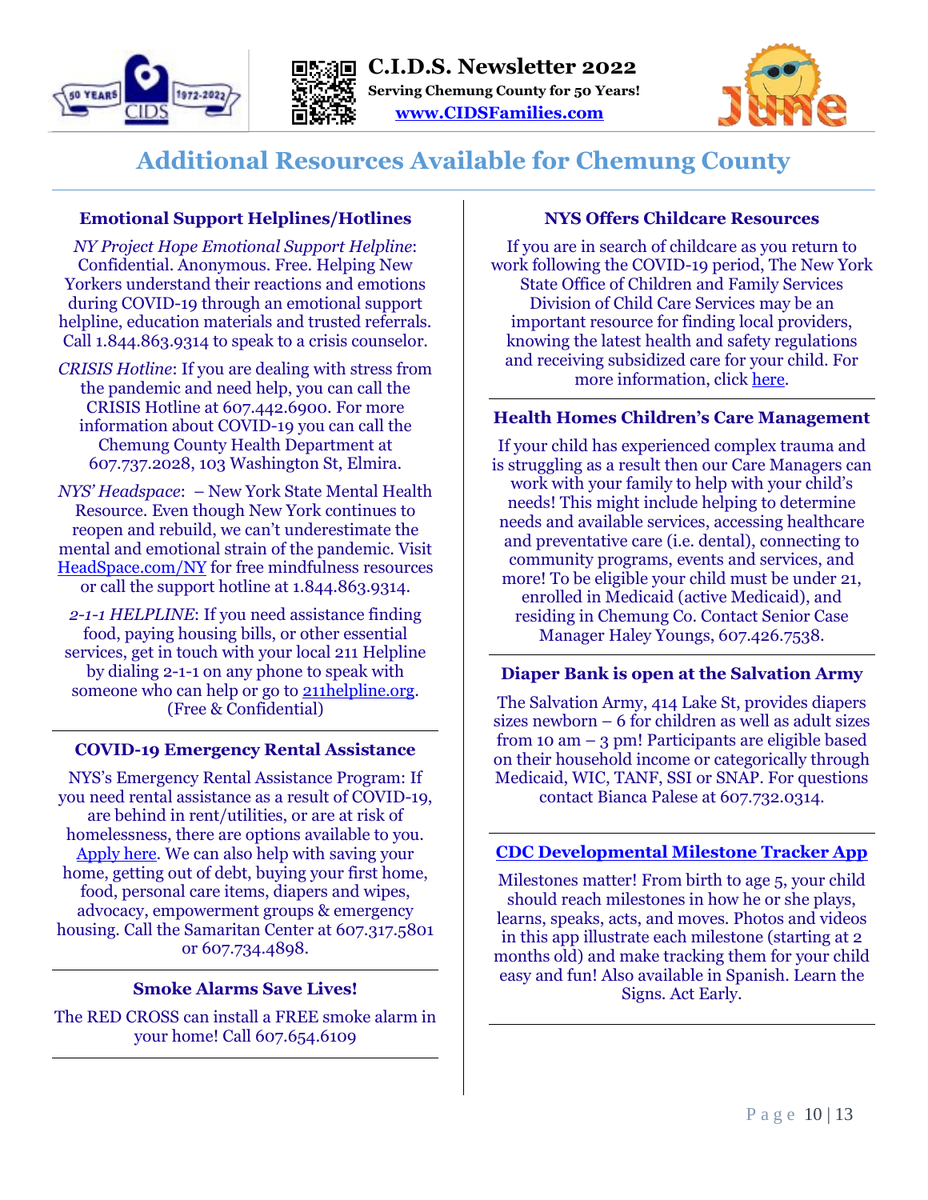# Additional Resources Available for Chemung County

### Emotional Support Helplines/Hotlines

*NY Project Hope Emotional Support Helpline*: Confidential. Anonymous. Free. Helping New Yorkers understand their reactions and emotions during COVID-19 through an emotional support helpline, education materials and trusted referrals. Call 1.844.863.9314 to speak to a crisis counselor.

*CRISIS Hotline*: If you are dealing with stress from the pandemic and need help, you can call the CRISIS Hotline at 607.442.6900. For more information about COVID-19 you can call the Chemung County Health Department at 607.737.2028, 103 Washington St, Elmira.

*NYS' Headspace*: – New York State Mental Health Resource. Even though New York continues to reopen and rebuild, we can't underestimate the mental and emotional strain of the pandemic. Visit HeadSpace.com/NY for free mindfulness resources or call the support hotline at 1.844.863.9314.

*2-1-1 HELPLINE*: If you need assistance finding food, paying housing bills, or other essential services, get in touch with your local 211 Helpline by dialing 2-1-1 on any phone to speak with someone who can help or go to 211helpline.org. (Free & Confidential)

### COVID-19 Emergency Rental Assistance

NYS's Emergency Rental Assistance Program: If you need rental assistance as a result of COVID-19, are behind in rent/utilities, or are at risk of homelessness, there are options available to you. Apply here. We can also help with saving your home, getting out of debt, buying your first home, food, personal care items, diapers and wipes, advocacy, empowerment groups & emergency housing. Call the Samaritan Center at 607.317.5801 or 607.734.4898.

### Smoke Alarms Save Lives!

The RED CROSS can install a FREE smoke alarm in your home! Call 607.654.6109

### NYS Offers Childcare Resources

If you are in search of childcare as you return to work following the COVID-19 period, The New York State Office of Children and Family Services Division of Child Care Services may be an important resource for finding local providers, knowing the latest health and safety regulations and receiving subsidized care for your child. For more information, click here.

### Health Homes Children's Care Management

If your child has experienced complex trauma and is struggling as a result then our Care Managers can work with your family to help with your child's needs! This might include helping to determine needs and available services, accessing healthcare and preventative care (i.e. dental), connecting to community programs, events and services, and more! To be eligible your child must be under 21, enrolled in Medicaid (active Medicaid), and residing in Chemung Co. Contact Senior Case Manager Haley Youngs, 607.426.7538.

### Diaper Bank is open at the Salvation Army

The Salvation Army, 414 Lake St, provides diapers sizes newborn – 6 for children as well as adult sizes from 10 am – 3 pm! Participants are eligible based on their household income or categorically through Medicaid, WIC, TANF, SSI or SNAP. For questions contact Bianca Palese at 607.732.0314.

### CDC Developmental Milestone Tracker App

Milestones matter! From birth to age 5, your child should reach milestones in how he or she plays, learns, speaks, acts, and moves. Photos and videos in this app illustrate each milestone (starting at 2 months old) and make tracking them for your child easy and fun! Also available in Spanish. Learn the Signs. Act Early.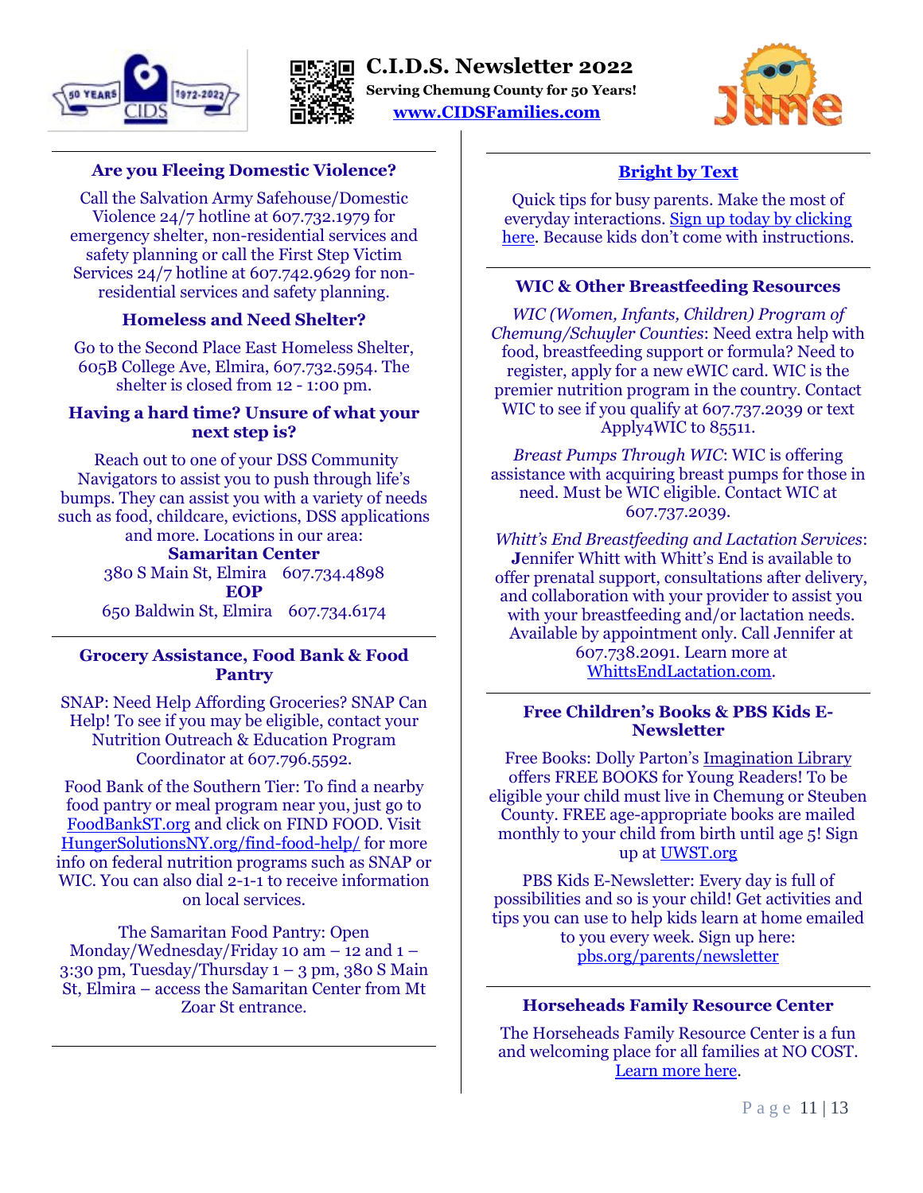# C.I.D.S. Newsletter 2022

**Serving Chemung County for 50 Years!**

**www.CIDSFamilies.com**

June

### Are you Fleeing Domestic Violence?

Call the Salvation Army Safehouse/Domestic Violence 24/7 hotline at 607.732.1979 for emergency shelter, non-residential services and safety planning or call the First Step Victim Services 24/7 hotline at 607.742.9629 for non-residential services and safety planning.

### Homeless and Need Shelter?

Go to the Second Place East Homeless Shelter, 605B College Ave, Elmira, 607.732.5954. The shelter is closed from 12 - 1:00 pm.

### Having a hard time? Unsure of what your next step is?

Reach out to one of your DSS Community Navigators to assist you to push through life's bumps. They can assist you with a variety of needs such as food, childcare, evictions, DSS applications and more. Locations in our area:

**Samaritan Center**
380 S Main St, Elmira 607.734.4898

**EOP**
650 Baldwin St, Elmira 607.734.6174

### Grocery Assistance, Food Bank & Food Pantry

SNAP: Need Help Affording Groceries? SNAP Can Help! To see if you may be eligible, contact your Nutrition Outreach & Education Program Coordinator at 607.796.5592.

Food Bank of the Southern Tier: To find a nearby food pantry or meal program near you, just go to FoodBankST.org and click on FIND FOOD. Visit HungerSolutionsNY.org/find-food-help/ for more info on federal nutrition programs such as SNAP or WIC. You can also dial 2-1-1 to receive information on local services.

The Samaritan Food Pantry: Open Monday/Wednesday/Friday 10 am – 12 and 1 – 3:30 pm, Tuesday/Thursday 1 – 3 pm, 380 S Main St, Elmira – access the Samaritan Center from Mt Zoar St entrance.

### Bright by Text

Quick tips for busy parents. Make the most of everyday interactions. Sign up today by clicking here. Because kids don't come with instructions.

### WIC & Other Breastfeeding Resources

*WIC (Women, Infants, Children) Program of Chemung/Schuyler Counties*: Need extra help with food, breastfeeding support or formula? Need to register, apply for a new eWIC card. WIC is the premier nutrition program in the country. Contact WIC to see if you qualify at 607.737.2039 or text Apply4WIC to 85511.

*Breast Pumps Through WIC*: WIC is offering assistance with acquiring breast pumps for those in need. Must be WIC eligible. Contact WIC at 607.737.2039.

*Whitt's End Breastfeeding and Lactation Services*: Jennifer Whitt with Whitt's End is available to offer prenatal support, consultations after delivery, and collaboration with your provider to assist you with your breastfeeding and/or lactation needs. Available by appointment only. Call Jennifer at 607.738.2091. Learn more at WhittsEndLactation.com.

### Free Children's Books & PBS Kids E-Newsletter

Free Books: Dolly Parton's Imagination Library offers FREE BOOKS for Young Readers! To be eligible your child must live in Chemung or Steuben County. FREE age-appropriate books are mailed monthly to your child from birth until age 5! Sign up at UWST.org

PBS Kids E-Newsletter: Every day is full of possibilities and so is your child! Get activities and tips you can use to help kids learn at home emailed to you every week. Sign up here: pbs.org/parents/newsletter

### Horseheads Family Resource Center

The Horseheads Family Resource Center is a fun and welcoming place for all families at NO COST. Learn more here.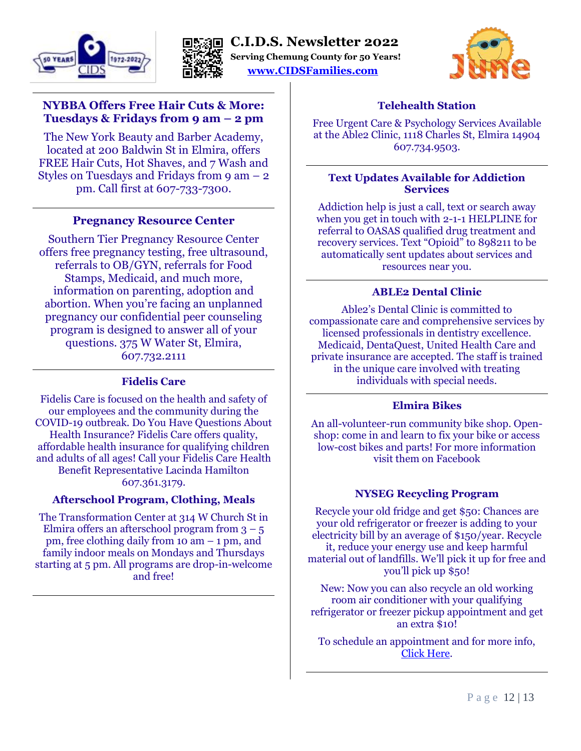# C.I.D.S. Newsletter 2022

**Serving Chemung County for 50 Years!**

www.CIDSFamilies.com

## NYBBA Offers Free Hair Cuts & More: Tuesdays & Fridays from 9 am – 2 pm

The New York Beauty and Barber Academy, located at 200 Baldwin St in Elmira, offers FREE Hair Cuts, Hot Shaves, and 7 Wash and Styles on Tuesdays and Fridays from 9 am – 2 pm. Call first at 607-733-7300.

## Pregnancy Resource Center

Southern Tier Pregnancy Resource Center offers free pregnancy testing, free ultrasound, referrals to OB/GYN, referrals for Food Stamps, Medicaid, and much more, information on parenting, adoption and abortion. When you're facing an unplanned pregnancy our confidential peer counseling program is designed to answer all of your questions. 375 W Water St, Elmira, 607.732.2111

## Fidelis Care

Fidelis Care is focused on the health and safety of our employees and the community during the COVID-19 outbreak. Do You Have Questions About Health Insurance? Fidelis Care offers quality, affordable health insurance for qualifying children and adults of all ages! Call your Fidelis Care Health Benefit Representative Lacinda Hamilton 607.361.3179.

## Afterschool Program, Clothing, Meals

The Transformation Center at 314 W Church St in Elmira offers an afterschool program from 3 – 5 pm, free clothing daily from 10 am – 1 pm, and family indoor meals on Mondays and Thursdays starting at 5 pm. All programs are drop-in-welcome and free!

## Telehealth Station

Free Urgent Care & Psychology Services Available at the Able2 Clinic, 1118 Charles St, Elmira 14904 607.734.9503.

## Text Updates Available for Addiction Services

Addiction help is just a call, text or search away when you get in touch with 2-1-1 HELPLINE for referral to OASAS qualified drug treatment and recovery services. Text "Opioid" to 898211 to be automatically sent updates about services and resources near you.

## ABLE2 Dental Clinic

Able2's Dental Clinic is committed to compassionate care and comprehensive services by licensed professionals in dentistry excellence. Medicaid, DentaQuest, United Health Care and private insurance are accepted. The staff is trained in the unique care involved with treating individuals with special needs.

## Elmira Bikes

An all-volunteer-run community bike shop. Open-shop: come in and learn to fix your bike or access low-cost bikes and parts! For more information visit them on Facebook

## NYSEG Recycling Program

Recycle your old fridge and get $50: Chances are your old refrigerator or freezer is adding to your electricity bill by an average of $150/year. Recycle it, reduce your energy use and keep harmful material out of landfills. We'll pick it up for free and you'll pick up $50!

New: Now you can also recycle an old working room air conditioner with your qualifying refrigerator or freezer pickup appointment and get an extra $10!

To schedule an appointment and for more info, Click Here.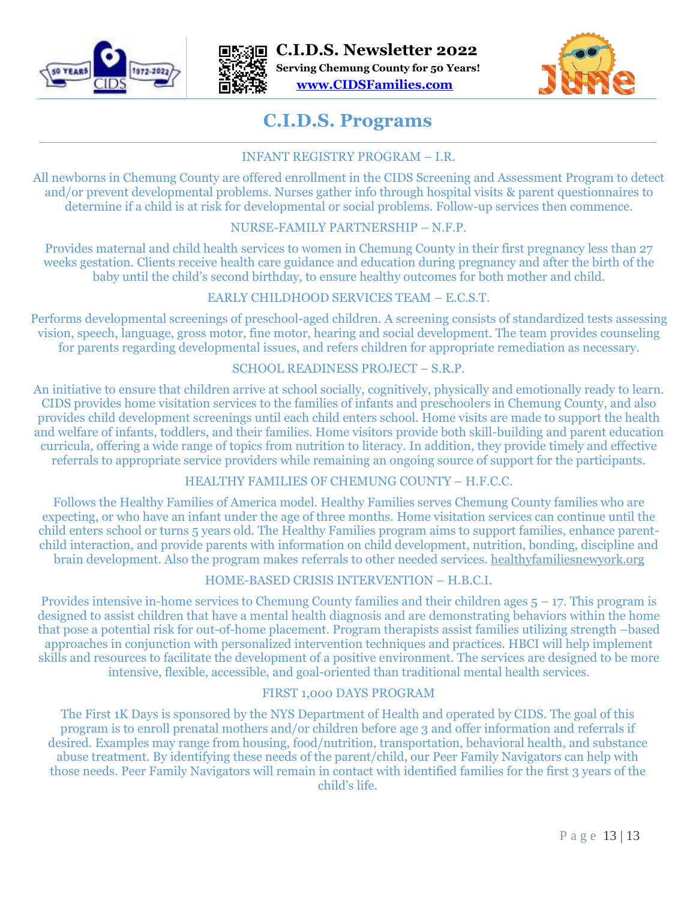C.I.D.S. Newsletter 2022

Serving Chemung County for 50 Years!

www.CIDSFamilies.com

# C.I.D.S. Programs

### INFANT REGISTRY PROGRAM – I.R.

All newborns in Chemung County are offered enrollment in the CIDS Screening and Assessment Program to detect and/or prevent developmental problems. Nurses gather info through hospital visits & parent questionnaires to determine if a child is at risk for developmental or social problems. Follow-up services then commence.

### NURSE-FAMILY PARTNERSHIP – N.F.P.

Provides maternal and child health services to women in Chemung County in their first pregnancy less than 27 weeks gestation. Clients receive health care guidance and education during pregnancy and after the birth of the baby until the child's second birthday, to ensure healthy outcomes for both mother and child.

### EARLY CHILDHOOD SERVICES TEAM – E.C.S.T.

Performs developmental screenings of preschool-aged children. A screening consists of standardized tests assessing vision, speech, language, gross motor, fine motor, hearing and social development. The team provides counseling for parents regarding developmental issues, and refers children for appropriate remediation as necessary.

### SCHOOL READINESS PROJECT – S.R.P.

An initiative to ensure that children arrive at school socially, cognitively, physically and emotionally ready to learn. CIDS provides home visitation services to the families of infants and preschoolers in Chemung County, and also provides child development screenings until each child enters school. Home visits are made to support the health and welfare of infants, toddlers, and their families. Home visitors provide both skill-building and parent education curricula, offering a wide range of topics from nutrition to literacy. In addition, they provide timely and effective referrals to appropriate service providers while remaining an ongoing source of support for the participants.

### HEALTHY FAMILIES OF CHEMUNG COUNTY – H.F.C.C.

Follows the Healthy Families of America model. Healthy Families serves Chemung County families who are expecting, or who have an infant under the age of three months. Home visitation services can continue until the child enters school or turns 5 years old. The Healthy Families program aims to support families, enhance parent-child interaction, and provide parents with information on child development, nutrition, bonding, discipline and brain development. Also the program makes referrals to other needed services. healthyfamiliesnewyork.org

### HOME-BASED CRISIS INTERVENTION – H.B.C.I.

Provides intensive in-home services to Chemung County families and their children ages 5 – 17. This program is designed to assist children that have a mental health diagnosis and are demonstrating behaviors within the home that pose a potential risk for out-of-home placement. Program therapists assist families utilizing strength –based approaches in conjunction with personalized intervention techniques and practices. HBCI will help implement skills and resources to facilitate the development of a positive environment. The services are designed to be more intensive, flexible, accessible, and goal-oriented than traditional mental health services.

### FIRST 1,000 DAYS PROGRAM

The First 1K Days is sponsored by the NYS Department of Health and operated by CIDS. The goal of this program is to enroll prenatal mothers and/or children before age 3 and offer information and referrals if desired. Examples may range from housing, food/nutrition, transportation, behavioral health, and substance abuse treatment. By identifying these needs of the parent/child, our Peer Family Navigators can help with those needs. Peer Family Navigators will remain in contact with identified families for the first 3 years of the child's life.